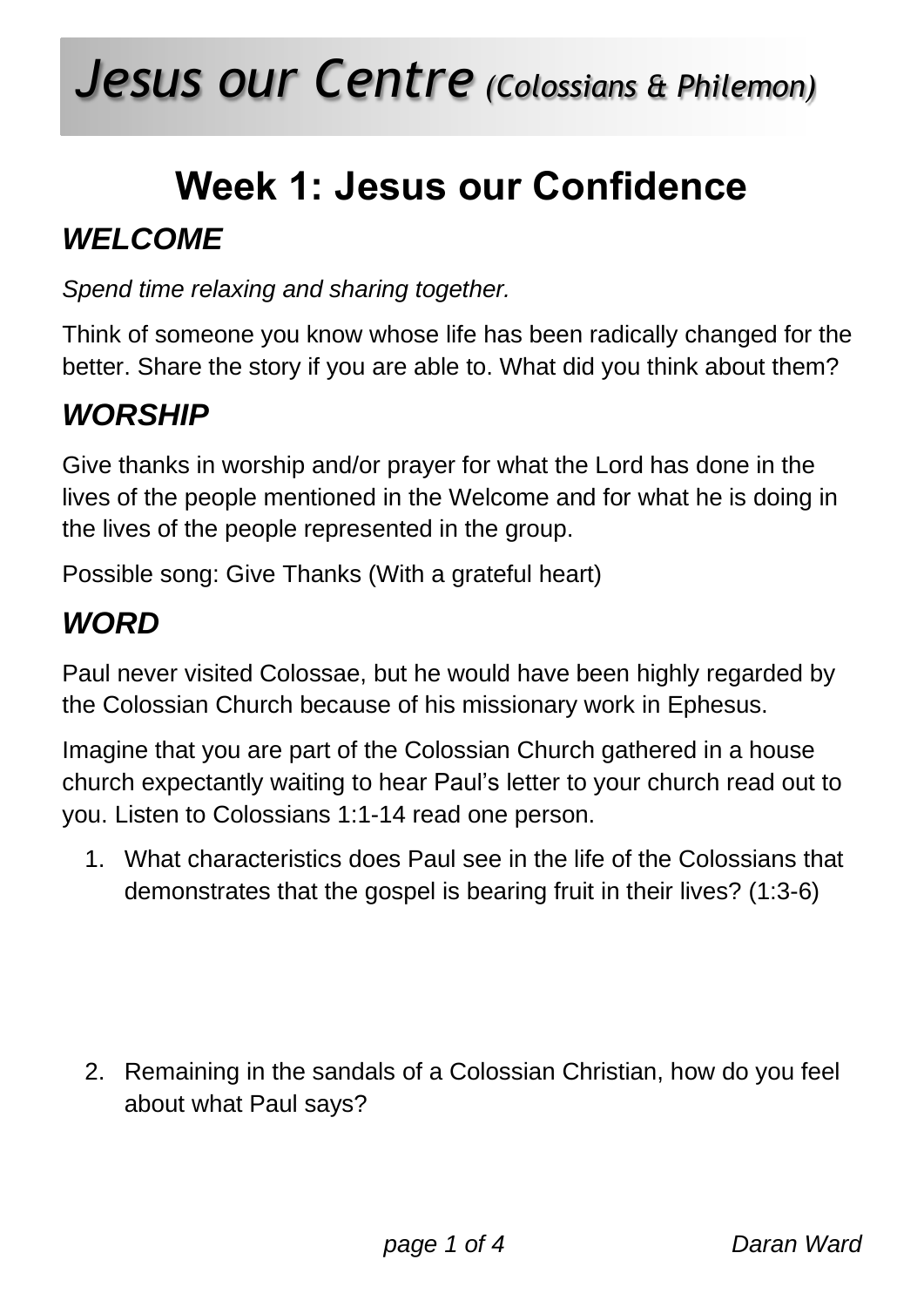# *Jesus our Centre (Colossians & Philemon)*

## Week 1: Jesus our Confidence

### *WELCOME*

*Spend time relaxing and sharing together.*

Think of someone you know whose life has been radically changed for the better. Share the story if you are able to. What did you think about them?

### *WORSHIP*

Give thanks in worship and/or prayer for what the Lord has done in the lives of the people mentioned in the Welcome and for what he is doing in the lives of the people represented in the group.

Possible song: Give Thanks (With a grateful heart)

### *WORD*

Paul never visited Colossae, but he would have been highly regarded by the Colossian Church because of his missionary work in Ephesus.

Imagine that you are part of the Colossian Church gathered in a house church expectantly waiting to hear Paul's letter to your church read out to you. Listen to Colossians 1:1-14 read one person.

1. What characteristics does Paul see in the life of the Colossians that demonstrates that the gospel is bearing fruit in their lives? (1:3-6)

2. Remaining in the sandals of a Colossian Christian, how do you feel about what Paul says?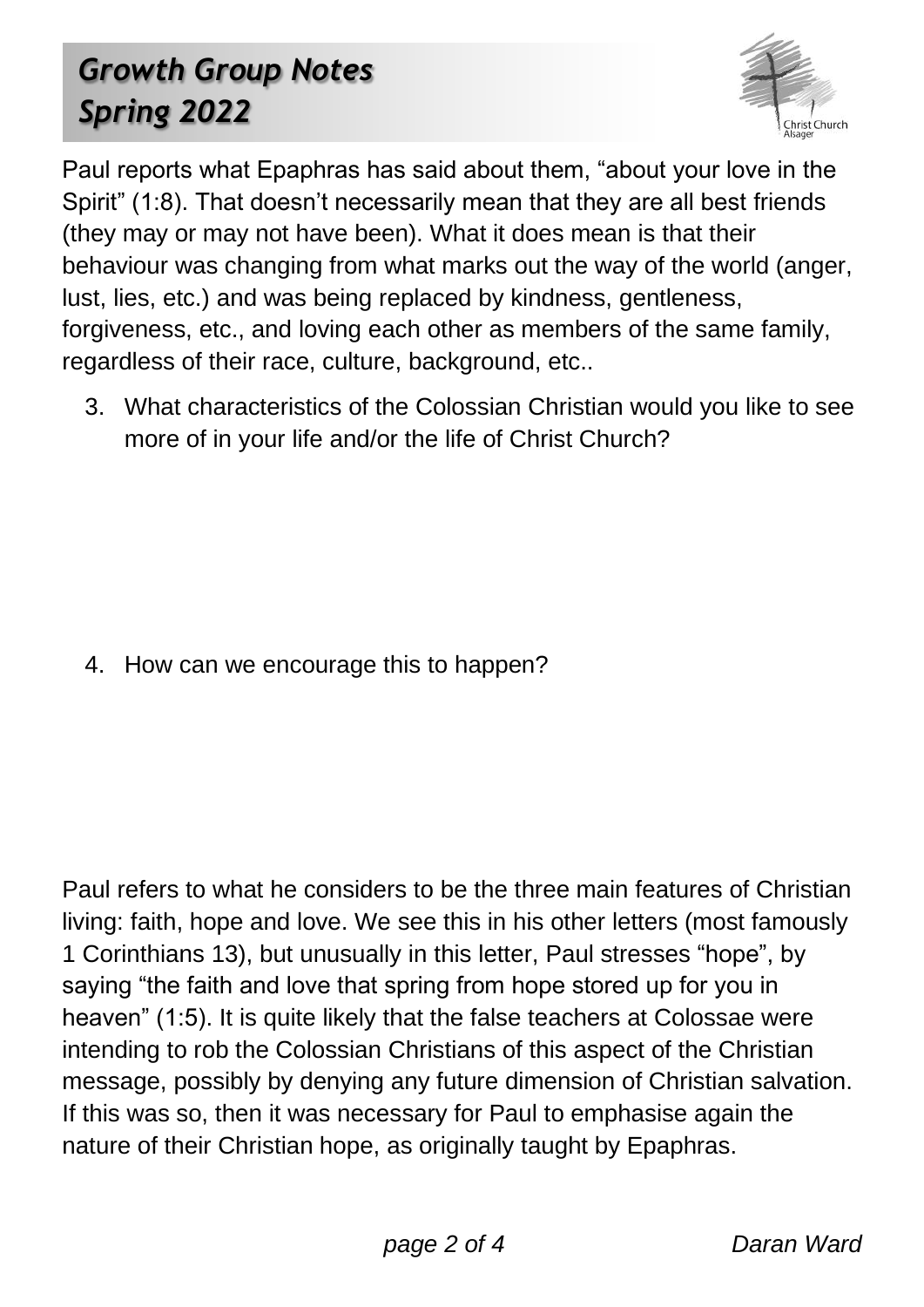Paul reports what Epaphras has said about them, "about your love in the Spirit" (1:8). That doesn't necessarily mean that they are all best friends (they may or may not have been). What it does mean is that their behaviour was changing from what marks out the way of the world (anger, lust, lies, etc.) and was being replaced by kindness, gentleness, forgiveness, etc., and loving each other as members of the same family, regardless of their race, culture, background, etc..

3. What characteristics of the Colossian Christian would you like to see more of in your life and/or the life of Christ Church?

4. How can we encourage this to happen?

Paul refers to what he considers to be the three main features of Christian living: faith, hope and love. We see this in his other letters (most famously 1 Corinthians 13), but unusually in this letter, Paul stresses "hope", by saying "the faith and love that spring from hope stored up for you in heaven" (1:5). It is quite likely that the false teachers at Colossae were intending to rob the Colossian Christians of this aspect of the Christian message, possibly by denying any future dimension of Christian salvation. If this was so, then it was necessary for Paul to emphasise again the nature of their Christian hope, as originally taught by Epaphras.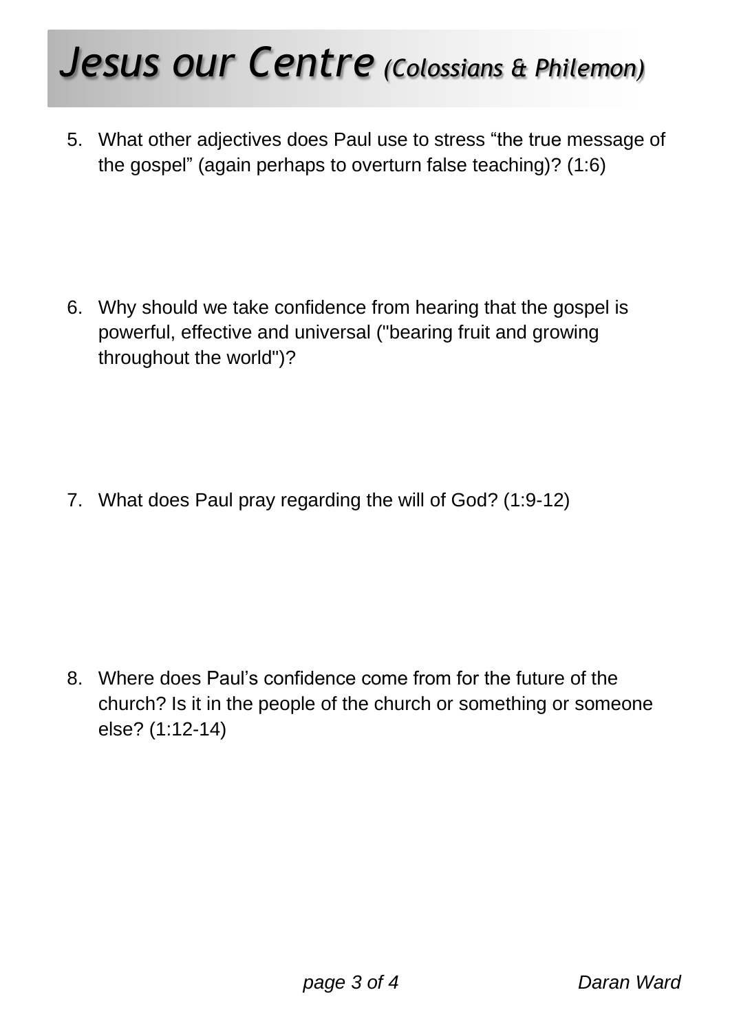5. What other adjectives does Paul use to stress “the true message of the gospel” (again perhaps to overturn false teaching)? (1:6)

6. Why should we take confidence from hearing that the gospel is powerful, effective and universal ("bearing fruit and growing throughout the world")?

7. What does Paul pray regarding the will of God? (1:9-12)

8. Where does Paul’s confidence come from for the future of the church? Is it in the people of the church or something or someone else? (1:12-14)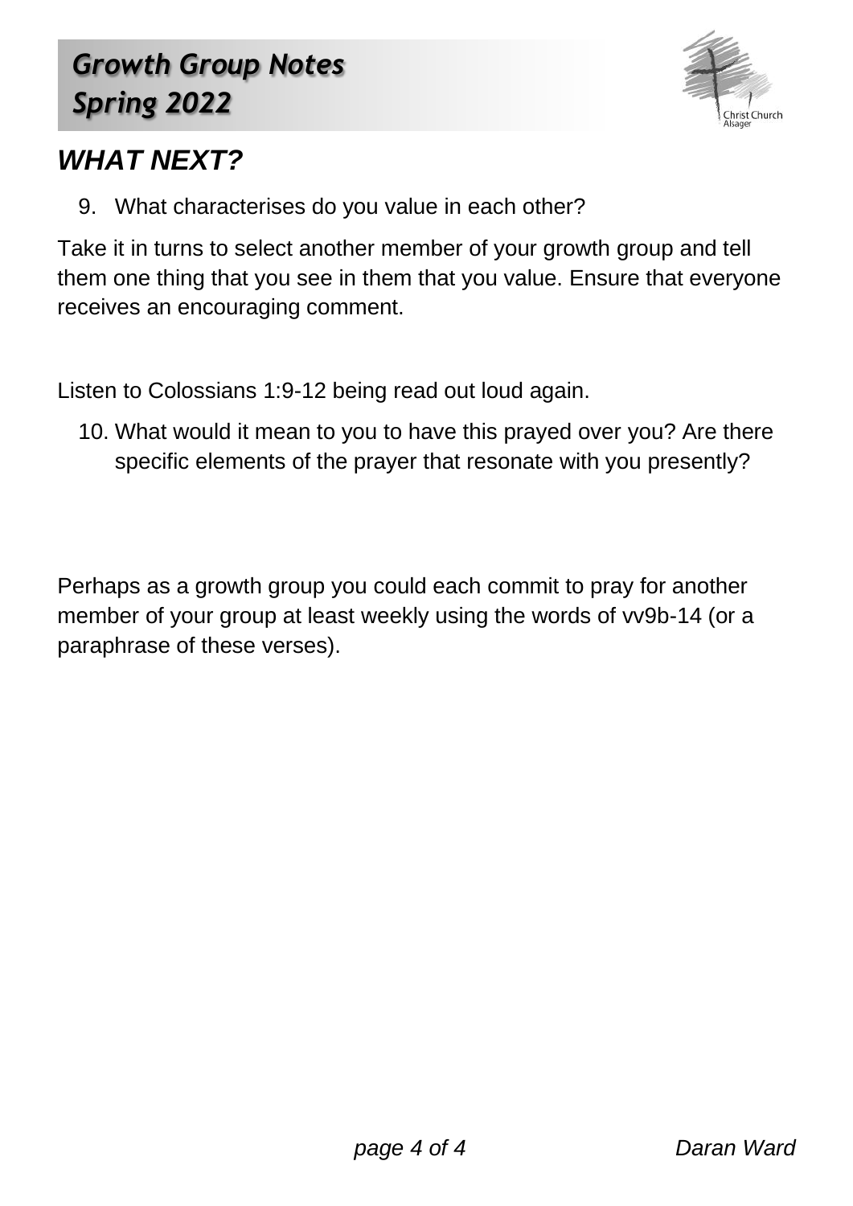## WHAT NEXT?

9. What characterises do you value in each other?

Take it in turns to select another member of your growth group and tell them one thing that you see in them that you value. Ensure that everyone receives an encouraging comment.

Listen to Colossians 1:9-12 being read out loud again.

10. What would it mean to you to have this prayed over you? Are there specific elements of the prayer that resonate with you presently?

Perhaps as a growth group you could each commit to pray for another member of your group at least weekly using the words of vv9b-14 (or a paraphrase of these verses).